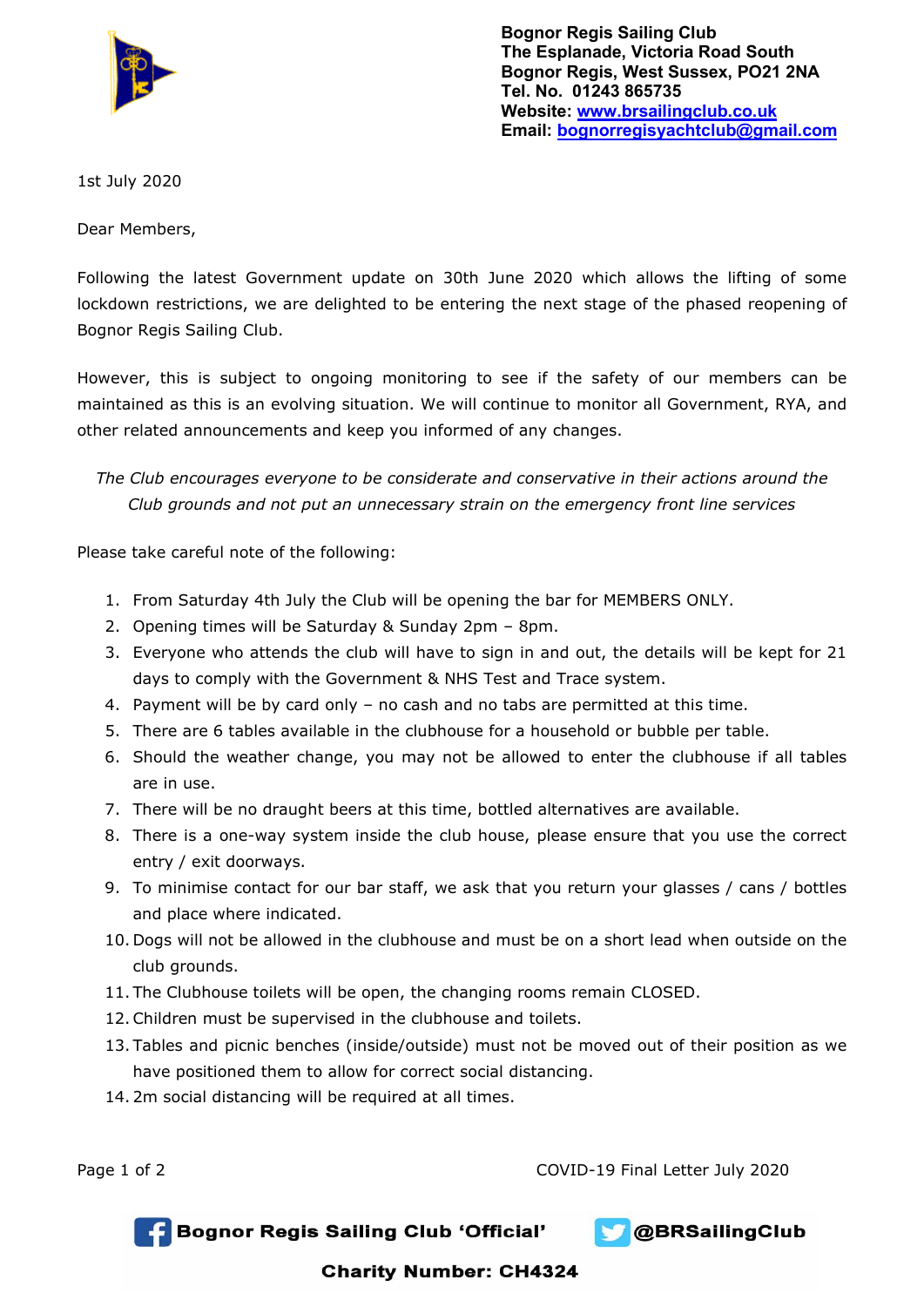**Bognor Regis Sailing Club**
**The Esplanade, Victoria Road South**
**Bognor Regis, West Sussex, PO21 2NA**
**Tel. No. 01243 865735**
**Website: [www.brsailingclub.co.uk](http://www.brsailingclub.co.uk)**
**Email: [bognorregisyachtclub@gmail.com](mailto:bognorregisyachtclub@gmail.com)**

1st July 2020

Dear Members,

Following the latest Government update on 30th June 2020 which allows the lifting of some lockdown restrictions, we are delighted to be entering the next stage of the phased reopening of Bognor Regis Sailing Club.

However, this is subject to ongoing monitoring to see if the safety of our members can be maintained as this is an evolving situation. We will continue to monitor all Government, RYA, and other related announcements and keep you informed of any changes.

*The Club encourages everyone to be considerate and conservative in their actions around the Club grounds and not put an unnecessary strain on the emergency front line services*

Please take careful note of the following:

1. From Saturday 4th July the Club will be opening the bar for MEMBERS ONLY.
2. Opening times will be Saturday & Sunday 2pm – 8pm.
3. Everyone who attends the club will have to sign in and out, the details will be kept for 21 days to comply with the Government & NHS Test and Trace system.
4. Payment will be by card only – no cash and no tabs are permitted at this time.
5. There are 6 tables available in the clubhouse for a household or bubble per table.
6. Should the weather change, you may not be allowed to enter the clubhouse if all tables are in use.
7. There will be no draught beers at this time, bottled alternatives are available.
8. There is a one-way system inside the club house, please ensure that you use the correct entry / exit doorways.
9. To minimise contact for our bar staff, we ask that you return your glasses / cans / bottles and place where indicated.
10. Dogs will not be allowed in the clubhouse and must be on a short lead when outside on the club grounds.
11. The Clubhouse toilets will be open, the changing rooms remain CLOSED.
12. Children must be supervised in the clubhouse and toilets.
13. Tables and picnic benches (inside/outside) must not be moved out of their position as we have positioned them to allow for correct social distancing.
14. 2m social distancing will be required at all times.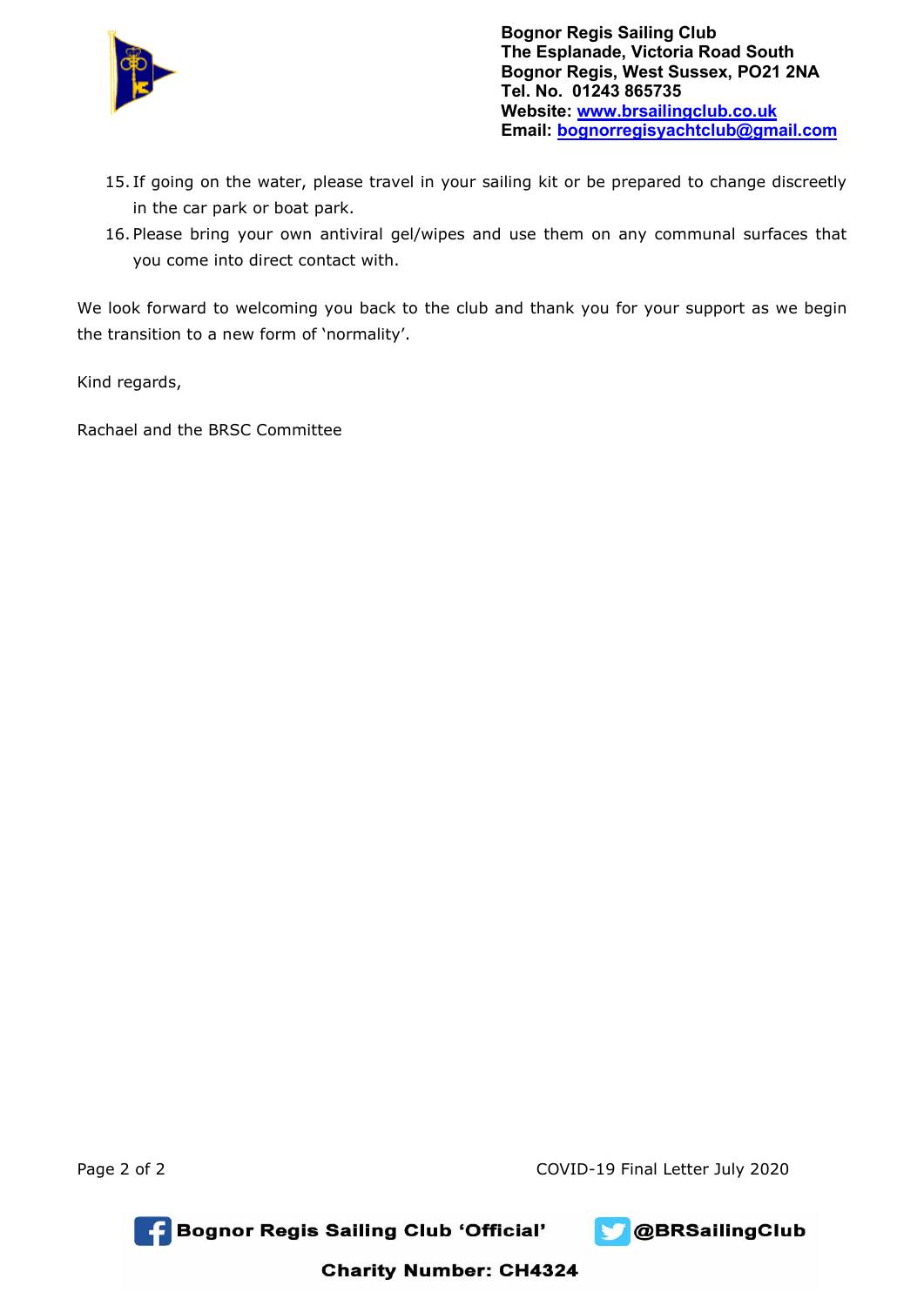15. If going on the water, please travel in your sailing kit or be prepared to change discreetly in the car park or boat park.
16. Please bring your own antiviral gel/wipes and use them on any communal surfaces that you come into direct contact with.

We look forward to welcoming you back to the club and thank you for your support as we begin the transition to a new form of 'normality'.

Kind regards,

Rachael and the BRSC Committee